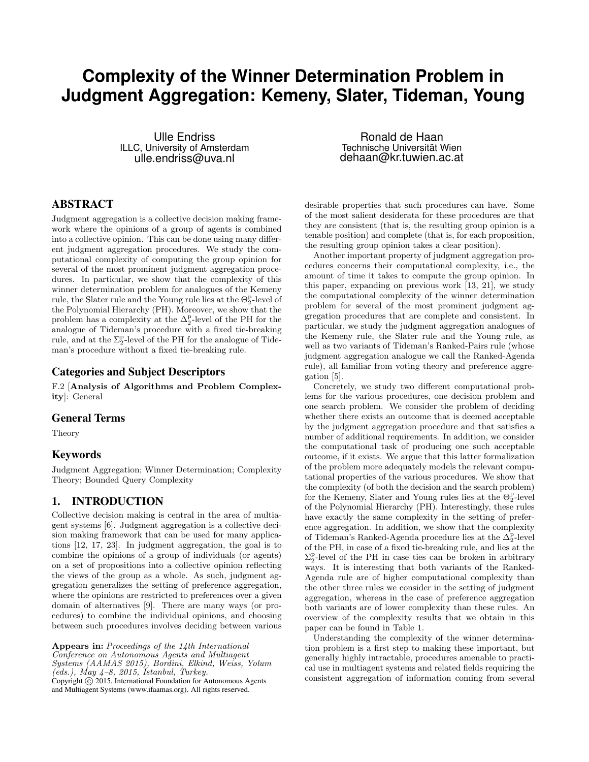# Complexity of the Winner Determination Problem in Judgment Aggregation: Kemeny, Slater, Tideman, Young

Ulle Endriss
ILLC, University of Amsterdam
ulle.endriss@uva.nl

Ronald de Haan
Technische Universität Wien
dehaan@kr.tuwien.ac.at

## ABSTRACT

Judgment aggregation is a collective decision making framework where the opinions of a group of agents is combined into a collective opinion. This can be done using many different judgment aggregation procedures. We study the computational complexity of computing the group opinion for several of the most prominent judgment aggregation procedures. In particular, we show that the complexity of this winner determination problem for analogues of the Kemeny rule, the Slater rule and the Young rule lies at the $\Theta_2^p$-level of the Polynomial Hierarchy (PH). Moreover, we show that the problem has a complexity at the $\Delta_2^p$-level of the PH for the analogue of Tideman's procedure with a fixed tie-breaking rule, and at the $\Sigma_2^p$-level of the PH for the analogue of Tideman's procedure without a fixed tie-breaking rule.

### Categories and Subject Descriptors

F.2 [**Analysis of Algorithms and Problem Complexity**]: General

### General Terms

Theory

### Keywords

Judgment Aggregation; Winner Determination; Complexity Theory; Bounded Query Complexity

## 1. INTRODUCTION

Collective decision making is central in the area of multiagent systems [6]. Judgment aggregation is a collective decision making framework that can be used for many applications [12, 17, 23]. In judgment aggregation, the goal is to combine the opinions of a group of individuals (or agents) on a set of propositions into a collective opinion reflecting the views of the group as a whole. As such, judgment aggregation generalizes the setting of preference aggregation, where the opinions are restricted to preferences over a given domain of alternatives [9]. There are many ways (or procedures) to combine the individual opinions, and choosing between such procedures involves deciding between various desirable properties that such procedures can have. Some of the most salient desiderata for these procedures are that they are consistent (that is, the resulting group opinion is a tenable position) and complete (that is, for each proposition, the resulting group opinion takes a clear position).

Another important property of judgment aggregation procedures concerns their computational complexity, i.e., the amount of time it takes to compute the group opinion. In this paper, expanding on previous work [13, 21], we study the computational complexity of the winner determination problem for several of the most prominent judgment aggregation procedures that are complete and consistent. In particular, we study the judgment aggregation analogues of the Kemeny rule, the Slater rule and the Young rule, as well as two variants of Tideman's Ranked-Pairs rule (whose judgment aggregation analogue we call the Ranked-Agenda rule), all familiar from voting theory and preference aggregation [5].

Concretely, we study two different computational problems for the various procedures, one decision problem and one search problem. We consider the problem of deciding whether there exists an outcome that is deemed acceptable by the judgment aggregation procedure and that satisfies a number of additional requirements. In addition, we consider the computational task of producing one such acceptable outcome, if it exists. We argue that this latter formalization of the problem more adequately models the relevant computational properties of the various procedures. We show that the complexity (of both the decision and the search problem) for the Kemeny, Slater and Young rules lies at the $\Theta_2^p$-level of the Polynomial Hierarchy (PH). Interestingly, these rules have exactly the same complexity in the setting of preference aggregation. In addition, we show that the complexity of Tideman's Ranked-Agenda procedure lies at the $\Delta_2^p$-level of the PH, in case of a fixed tie-breaking rule, and lies at the $\Sigma_2^p$-level of the PH in case ties can be broken in arbitrary ways. It is interesting that both variants of the Ranked-Agenda rule are of higher computational complexity than the other three rules we consider in the setting of judgment aggregation, whereas in the case of preference aggregation both variants are of lower complexity than these rules. An overview of the complexity results that we obtain in this paper can be found in Table 1.

Understanding the complexity of the winner determination problem is a first step to making these important, but generally highly intractable, procedures amenable to practical use in multiagent systems and related fields requiring the consistent aggregation of information coming from several

**Appears in:** *Proceedings of the 14th International Conference on Autonomous Agents and Multiagent Systems (AAMAS 2015), Bordini, Elkind, Weiss, Yolum (eds.), May 4–8, 2015, Istanbul, Turkey.*
Copyright © 2015, International Foundation for Autonomous Agents and Multiagent Systems (www.ifaamas.org). All rights reserved.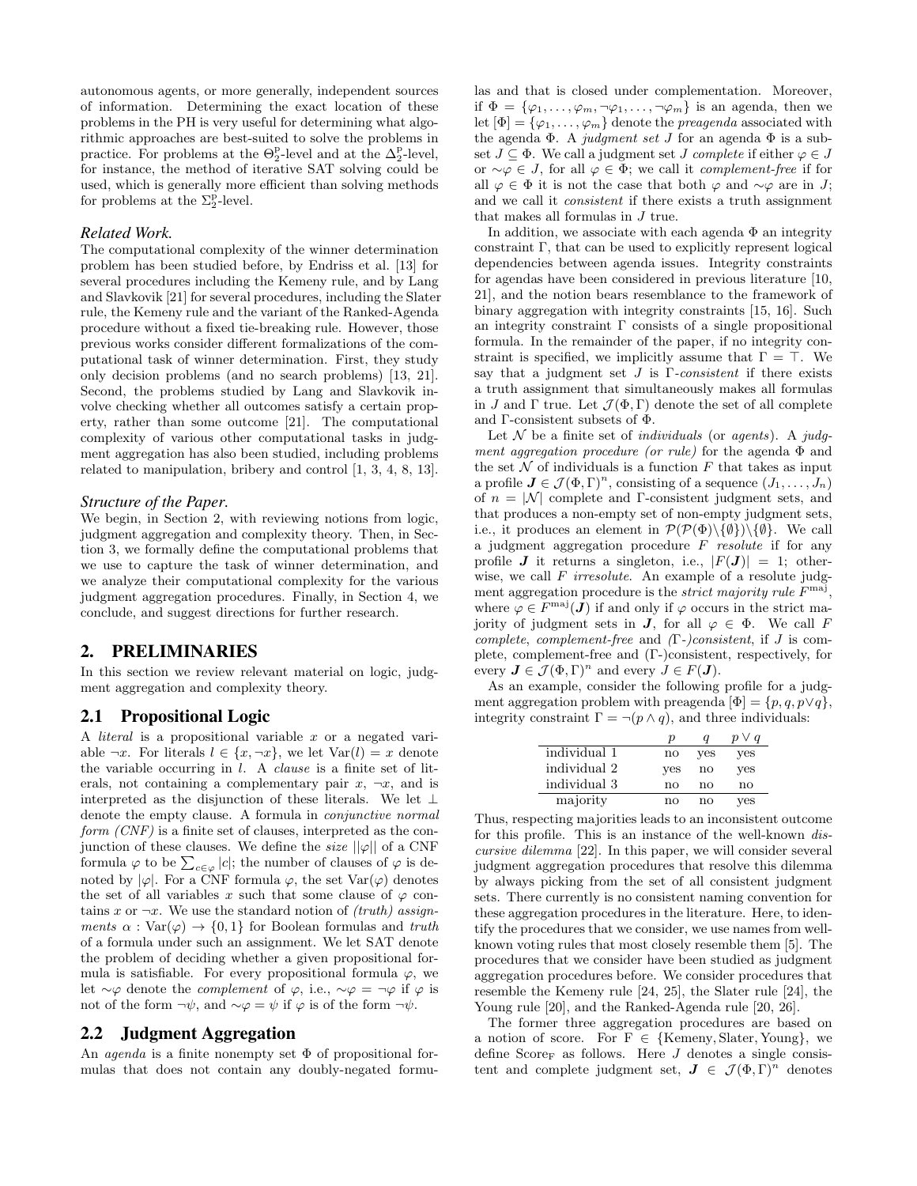autonomous agents, or more generally, independent sources of information. Determining the exact location of these problems in the PH is very useful for determining what algorithmic approaches are best-suited to solve the problems in practice. For problems at the $\Theta_2^p$-level and at the $\Delta_2^p$-level, for instance, the method of iterative SAT solving could be used, which is generally more efficient than solving methods for problems at the $\Sigma_2^p$-level.

### *Related Work.*

The computational complexity of the winner determination problem has been studied before, by Endriss et al. [13] for several procedures including the Kemeny rule, and by Lang and Slavkovik [21] for several procedures, including the Slater rule, the Kemeny rule and the variant of the Ranked-Agenda procedure without a fixed tie-breaking rule. However, those previous works consider different formalizations of the computational task of winner determination. First, they study only decision problems (and no search problems) [13, 21]. Second, the problems studied by Lang and Slavkovik involve checking whether all outcomes satisfy a certain property, rather than some outcome [21]. The computational complexity of various other computational tasks in judgment aggregation has also been studied, including problems related to manipulation, bribery and control [1, 3, 4, 8, 13].

### *Structure of the Paper.*

We begin, in Section 2, with reviewing notions from logic, judgment aggregation and complexity theory. Then, in Section 3, we formally define the computational problems that we use to capture the task of winner determination, and we analyze their computational complexity for the various judgment aggregation procedures. Finally, in Section 4, we conclude, and suggest directions for further research.

## 2. PRELIMINARIES

In this section we review relevant material on logic, judgment aggregation and complexity theory.

## 2.1 Propositional Logic

A *literal* is a propositional variable $x$ or a negated variable $\neg x$. For literals $l \in \{x, \neg x\}$, we let $\text{Var}(l) = x$ denote the variable occurring in $l$. A *clause* is a finite set of literals, not containing a complementary pair $x$, $\neg x$, and is interpreted as the disjunction of these literals. We let $\bot$ denote the empty clause. A formula in *conjunctive normal form (CNF)* is a finite set of clauses, interpreted as the conjunction of these clauses. We define the *size* $||\varphi||$ of a CNF formula $\varphi$ to be $\sum_{c \in \varphi} |c|$; the number of clauses of $\varphi$ is denoted by $|\varphi|$. For a CNF formula $\varphi$, the set $\text{Var}(\varphi)$ denotes the set of all variables $x$ such that some clause of $\varphi$ contains $x$ or $\neg x$. We use the standard notion of *(truth) assignments* $\alpha : \text{Var}(\varphi) \to \{0, 1\}$ for Boolean formulas and *truth* of a formula under such an assignment. We let SAT denote the problem of deciding whether a given propositional formula is satisfiable. For every propositional formula $\varphi$, we let $\sim\varphi$ denote the *complement* of $\varphi$, i.e., $\sim\varphi = \neg\varphi$ if $\varphi$ is not of the form $\neg\psi$, and $\sim\varphi = \psi$ if $\varphi$ is of the form $\neg\psi$.

## 2.2 Judgment Aggregation

An *agenda* is a finite nonempty set $\Phi$ of propositional formulas that does not contain any doubly-negated formulas and that is closed under complementation. Moreover, if $\Phi = \{\varphi_1, \dots, \varphi_m, \neg\varphi_1, \dots, \neg\varphi_m\}$ is an agenda, then we let $[\Phi] = \{\varphi_1, \dots, \varphi_m\}$ denote the *preagenda* associated with the agenda $\Phi$. A *judgment set* $J$ for an agenda $\Phi$ is a subset $J \subseteq \Phi$. We call a judgment set $J$ *complete* if either $\varphi \in J$ or $\sim\varphi \in J$, for all $\varphi \in \Phi$; we call it *complement-free* if for all $\varphi \in \Phi$ it is not the case that both $\varphi$ and $\sim\varphi$ are in $J$; and we call it *consistent* if there exists a truth assignment that makes all formulas in $J$ true.

In addition, we associate with each agenda $\Phi$ an integrity constraint $\Gamma$, that can be used to explicitly represent logical dependencies between agenda issues. Integrity constraints for agendas have been considered in previous literature [10, 21], and the notion bears resemblance to the framework of binary aggregation with integrity constraints [15, 16]. Such an integrity constraint $\Gamma$ consists of a single propositional formula. In the remainder of the paper, if no integrity constraint is specified, we implicitly assume that $\Gamma = \top$. We say that a judgment set $J$ is *$\Gamma$-consistent* if there exists a truth assignment that simultaneously makes all formulas in $J$ and $\Gamma$ true. Let $\mathcal{J}(\Phi, \Gamma)$ denote the set of all complete and $\Gamma$-consistent subsets of $\Phi$.

Let $\mathcal{N}$ be a finite set of *individuals* (or *agents*). A *judgment aggregation procedure (or rule)* for the agenda $\Phi$ and the set $\mathcal{N}$ of individuals is a function $F$ that takes as input a profile $\boldsymbol{J} \in \mathcal{J}(\Phi, \Gamma)^n$, consisting of a sequence $(J_1, \dots, J_n)$ of $n = |\mathcal{N}|$ complete and $\Gamma$-consistent judgment sets, and that produces a non-empty set of non-empty judgment sets, i.e., it produces an element in $\mathcal{P}(\mathcal{P}(\Phi)\backslash\{\emptyset\})\backslash\{\emptyset\}$. We call a judgment aggregation procedure $F$ *resolute* if for any profile $\boldsymbol{J}$ it returns a singleton, i.e., $|F(\boldsymbol{J})| = 1$; otherwise, we call $F$ *irresolute*. An example of a resolute judgment aggregation procedure is the *strict majority rule* $F^{\text{maj}}$, where $\varphi \in F^{\text{maj}}(\boldsymbol{J})$ if and only if $\varphi$ occurs in the strict majority of judgment sets in $\boldsymbol{J}$, for all $\varphi \in \Phi$. We call $F$ *complete*, *complement-free* and *($\Gamma$-)consistent*, if $J$ is complete, complement-free and ($\Gamma$-)consistent, respectively, for every $\boldsymbol{J} \in \mathcal{J}(\Phi, \Gamma)^n$ and every $J \in F(\boldsymbol{J})$.

As an example, consider the following profile for a judgment aggregation problem with preagenda $[\Phi] = \{p, q, p \lor q\}$, integrity constraint $\Gamma = \neg(p \land q)$, and three individuals:

| | $p$ | $q$ | $p \lor q$ |
|---|---|---|---|
| individual 1 | no | yes | yes |
| individual 2 | yes | no | yes |
| individual 3 | no | no | no |
| majority | no | no | yes |

Thus, respecting majorities leads to an inconsistent outcome for this profile. This is an instance of the well-known *discursive dilemma* [22]. In this paper, we will consider several judgment aggregation procedures that resolve this dilemma by always picking from the set of all consistent judgment sets. There currently is no consistent naming convention for these aggregation procedures in the literature. Here, to identify the procedures that we consider, we use names from well-known voting rules that most closely resemble them [5]. The procedures that we consider have been studied as judgment aggregation procedures before. We consider procedures that resemble the Kemeny rule [24, 25], the Slater rule [24], the Young rule [20], and the Ranked-Agenda rule [20, 26].

The former three aggregation procedures are based on a notion of score. For $\text{F} \in \{\text{Kemeny}, \text{Slater}, \text{Young}\}$, we define $\text{Score}_\text{F}$ as follows. Here $J$ denotes a single consistent and complete judgment set, $\boldsymbol{J} \in \mathcal{J}(\Phi, \Gamma)^n$ denotes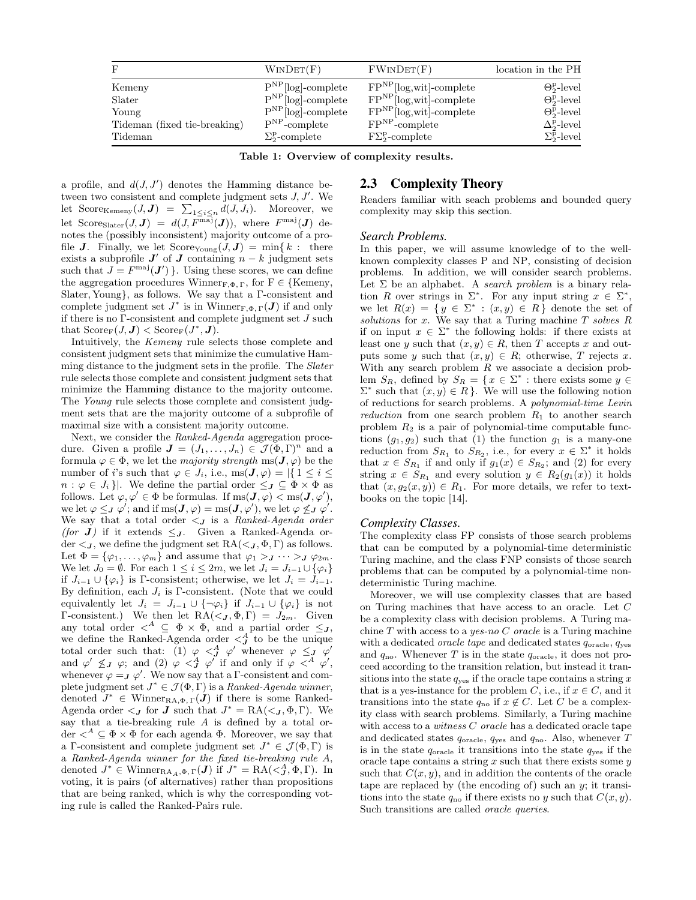| F | WinDet(F) | FWinDet(F) | location in the PH |
|---|---|---|---|
| Kemeny | $\mathrm{P}^{\mathrm{NP}}$[log]-complete | $\mathrm{FP}^{\mathrm{NP}}$[log,wit]-complete | $\Theta_2^{\mathrm{p}}$-level |
| Slater | $\mathrm{P}^{\mathrm{NP}}$[log]-complete | $\mathrm{FP}^{\mathrm{NP}}$[log,wit]-complete | $\Theta_2^{\mathrm{p}}$-level |
| Young | $\mathrm{P}^{\mathrm{NP}}$[log]-complete | $\mathrm{FP}^{\mathrm{NP}}$[log,wit]-complete | $\Theta_2^{\mathrm{p}}$-level |
| Tideman (fixed tie-breaking) | $\mathrm{P}^{\mathrm{NP}}$-complete | $\mathrm{FP}^{\mathrm{NP}}$-complete | $\Delta_2^{\mathrm{p}}$-level |
| Tideman | $\Sigma_2^{\mathrm{p}}$-complete | $\mathrm{F}\Sigma_2^{\mathrm{p}}$-complete | $\Sigma_2^{\mathrm{p}}$-level |

**Table 1: Overview of complexity results.**

a profile, and $d(J, J')$ denotes the Hamming distance between two consistent and complete judgment sets $J, J'$. We let $\mathrm{Score}_{\mathrm{Kemeny}}(J, \boldsymbol{J}) = \sum_{1 \leq i \leq n} d(J, J_i)$. Moreover, we let $\mathrm{Score}_{\mathrm{Slater}}(J, \boldsymbol{J}) = d(J, F^{\mathrm{maj}}(\boldsymbol{J}))$, where $F^{\mathrm{maj}}(\boldsymbol{J})$ denotes the (possibly inconsistent) majority outcome of a profile $\boldsymbol{J}$. Finally, we let $\mathrm{Score}_{\mathrm{Young}}(J, \boldsymbol{J}) = \min\{\, k :$ there exists a subprofile $\boldsymbol{J}'$ of $\boldsymbol{J}$ containing $n - k$ judgment sets such that $J = F^{\mathrm{maj}}(\boldsymbol{J}')\,\}$. Using these scores, we can define the aggregation procedures $\mathrm{Winner}_{\mathrm{F},\Phi,\Gamma}$, for $\mathrm{F} \in \{\mathrm{Kemeny}, \mathrm{Slater}, \mathrm{Young}\}$, as follows. We say that a $\Gamma$-consistent and complete judgment set $J^*$ is in $\mathrm{Winner}_{\mathrm{F},\Phi,\Gamma}(\boldsymbol{J})$ if and only if there is no $\Gamma$-consistent and complete judgment set $J$ such that $\mathrm{Score}_{\mathrm{F}}(J, \boldsymbol{J}) < \mathrm{Score}_{\mathrm{F}}(J^*, \boldsymbol{J})$.

Intuitively, the *Kemeny* rule selects those complete and consistent judgment sets that minimize the cumulative Hamming distance to the judgment sets in the profile. The *Slater* rule selects those complete and consistent judgment sets that minimize the Hamming distance to the majority outcome. The *Young* rule selects those complete and consistent judgment sets that are the majority outcome of a subprofile of maximal size with a consistent majority outcome.

Next, we consider the *Ranked-Agenda* aggregation procedure. Given a profile $\boldsymbol{J} = (J_1, \dots, J_n) \in \mathcal{J}(\Phi, \Gamma)^n$ and a formula $\varphi \in \Phi$, we let the *majority strength* $\mathrm{ms}(\boldsymbol{J}, \varphi)$ be the number of $i$'s such that $\varphi \in J_i$, i.e., $\mathrm{ms}(\boldsymbol{J}, \varphi) = |\{\, 1 \leq i \leq n : \varphi \in J_i \,\}|$. We define the partial order $\leq_{\boldsymbol{J}} \subseteq \Phi \times \Phi$ as follows. Let $\varphi, \varphi' \in \Phi$ be formulas. If $\mathrm{ms}(\boldsymbol{J}, \varphi) < \mathrm{ms}(\boldsymbol{J}, \varphi')$, we let $\varphi \leq_{\boldsymbol{J}} \varphi'$; and if $\mathrm{ms}(\boldsymbol{J}, \varphi) = \mathrm{ms}(\boldsymbol{J}, \varphi')$, we let $\varphi \not\leq_{\boldsymbol{J}} \varphi'$. We say that a total order $<_{\boldsymbol{J}}$ is a *Ranked-Agenda order (for $\boldsymbol{J}$)* if it extends $\leq_{\boldsymbol{J}}$. Given a Ranked-Agenda order $<_{\boldsymbol{J}}$, we define the judgment set $\mathrm{RA}(<_{\boldsymbol{J}}, \Phi, \Gamma)$ as follows. Let $\Phi = \{\varphi_1, \dots, \varphi_m\}$ and assume that $\varphi_1 >_{\boldsymbol{J}} \dots >_{\boldsymbol{J}} \varphi_{2m}$. We let $J_0 = \emptyset$. For each $1 \leq i \leq 2m$, we let $J_i = J_{i-1} \cup \{\varphi_i\}$ if $J_{i-1} \cup \{\varphi_i\}$ is $\Gamma$-consistent; otherwise, we let $J_i = J_{i-1}$. By definition, each $J_i$ is $\Gamma$-consistent. (Note that we could equivalently let $J_i = J_{i-1} \cup \{\neg\varphi_i\}$ if $J_{i-1} \cup \{\varphi_i\}$ is not $\Gamma$-consistent.) We then let $\mathrm{RA}(<_{\boldsymbol{J}}, \Phi, \Gamma) = J_{2m}$. Given any total order $<^A \subseteq \Phi \times \Phi$, and a partial order $\leq_{\boldsymbol{J}}$, we define the Ranked-Agenda order $<^A_{\boldsymbol{J}}$ to be the unique total order such that: (1) $\varphi <^A_{\boldsymbol{J}} \varphi'$ whenever $\varphi \leq_{\boldsymbol{J}} \varphi'$ and $\varphi' \not\leq_{\boldsymbol{J}} \varphi$; and (2) $\varphi <^A_{\boldsymbol{J}} \varphi'$ if and only if $\varphi <^A \varphi'$, whenever $\varphi =_{\boldsymbol{J}} \varphi'$. We now say that a $\Gamma$-consistent and complete judgment set $J^* \in \mathcal{J}(\Phi, \Gamma)$ is a *Ranked-Agenda winner*, denoted $J^* \in \mathrm{Winner}_{\mathrm{RA},\Phi,\Gamma}(\boldsymbol{J})$ if there is some Ranked-Agenda order $<_{\boldsymbol{J}}$ for $\boldsymbol{J}$ such that $J^* = \mathrm{RA}(<_{\boldsymbol{J}}, \Phi, \Gamma)$. We say that a tie-breaking rule $A$ is defined by a total order $<^A \subseteq \Phi \times \Phi$ for each agenda $\Phi$. Moreover, we say that a $\Gamma$-consistent and complete judgment set $J^* \in \mathcal{J}(\Phi, \Gamma)$ is a *Ranked-Agenda winner for the fixed tie-breaking rule $A$*, denoted $J^* \in \mathrm{Winner}_{\mathrm{RA}_A,\Phi,\Gamma}(\boldsymbol{J})$ if $J^* = \mathrm{RA}(<^A_{\boldsymbol{J}}, \Phi, \Gamma)$. In voting, it is pairs (of alternatives) rather than propositions that are being ranked, which is why the corresponding voting rule is called the Ranked-Pairs rule.

## 2.3 Complexity Theory

Readers familiar with seach problems and bounded query complexity may skip this section.

### *Search Problems.*

In this paper, we will assume knowledge of to the well-known complexity classes P and NP, consisting of decision problems. In addition, we will consider search problems. Let $\Sigma$ be an alphabet. A *search problem* is a binary relation $R$ over strings in $\Sigma^*$. For any input string $x \in \Sigma^*$, we let $R(x) = \{\, y \in \Sigma^* : (x, y) \in R \,\}$ denote the set of *solutions* for $x$. We say that a Turing machine $T$ *solves* $R$ if on input $x \in \Sigma^*$ the following holds: if there exists at least one $y$ such that $(x, y) \in R$, then $T$ accepts $x$ and outputs some $y$ such that $(x, y) \in R$; otherwise, $T$ rejects $x$. With any search problem $R$ we associate a decision problem $S_R$, defined by $S_R = \{\, x \in \Sigma^* :$ there exists some $y \in \Sigma^*$ such that $(x, y) \in R \,\}$. We will use the following notion of reductions for search problems. A *polynomial-time Levin reduction* from one search problem $R_1$ to another search problem $R_2$ is a pair of polynomial-time computable functions $(g_1, g_2)$ such that (1) the function $g_1$ is a many-one reduction from $S_{R_1}$ to $S_{R_2}$, i.e., for every $x \in \Sigma^*$ it holds that $x \in S_{R_1}$ if and only if $g_1(x) \in S_{R_2}$; and (2) for every string $x \in S_{R_1}$ and every solution $y \in R_2(g_1(x))$ it holds that $(x, g_2(x, y)) \in R_1$. For more details, we refer to textbooks on the topic [14].

### *Complexity Classes.*

The complexity class FP consists of those search problems that can be computed by a polynomial-time deterministic Turing machine, and the class FNP consists of those search problems that can be computed by a polynomial-time nondeterministic Turing machine.

Moreover, we will use complexity classes that are based on Turing machines that have access to an oracle. Let $C$ be a complexity class with decision problems. A Turing machine $T$ with access to a *yes-no $C$ oracle* is a Turing machine with a dedicated *oracle tape* and dedicated states $q_{\mathrm{oracle}}$, $q_{\mathrm{yes}}$ and $q_{\mathrm{no}}$. Whenever $T$ is in the state $q_{\mathrm{oracle}}$, it does not proceed according to the transition relation, but instead it transitions into the state $q_{\mathrm{yes}}$ if the oracle tape contains a string $x$ that is a yes-instance for the problem $C$, i.e., if $x \in C$, and it transitions into the state $q_{\mathrm{no}}$ if $x \notin C$. Let $C$ be a complexity class with search problems. Similarly, a Turing machine with access to a *witness $C$ oracle* has a dedicated oracle tape and dedicated states $q_{\mathrm{oracle}}$, $q_{\mathrm{yes}}$ and $q_{\mathrm{no}}$. Also, whenever $T$ is in the state $q_{\mathrm{oracle}}$ it transitions into the state $q_{\mathrm{yes}}$ if the oracle tape contains a string $x$ such that there exists some $y$ such that $C(x, y)$, and in addition the contents of the oracle tape are replaced by (the encoding of) such an $y$; it transitions into the state $q_{\mathrm{no}}$ if there exists no $y$ such that $C(x, y)$. Such transitions are called *oracle queries*.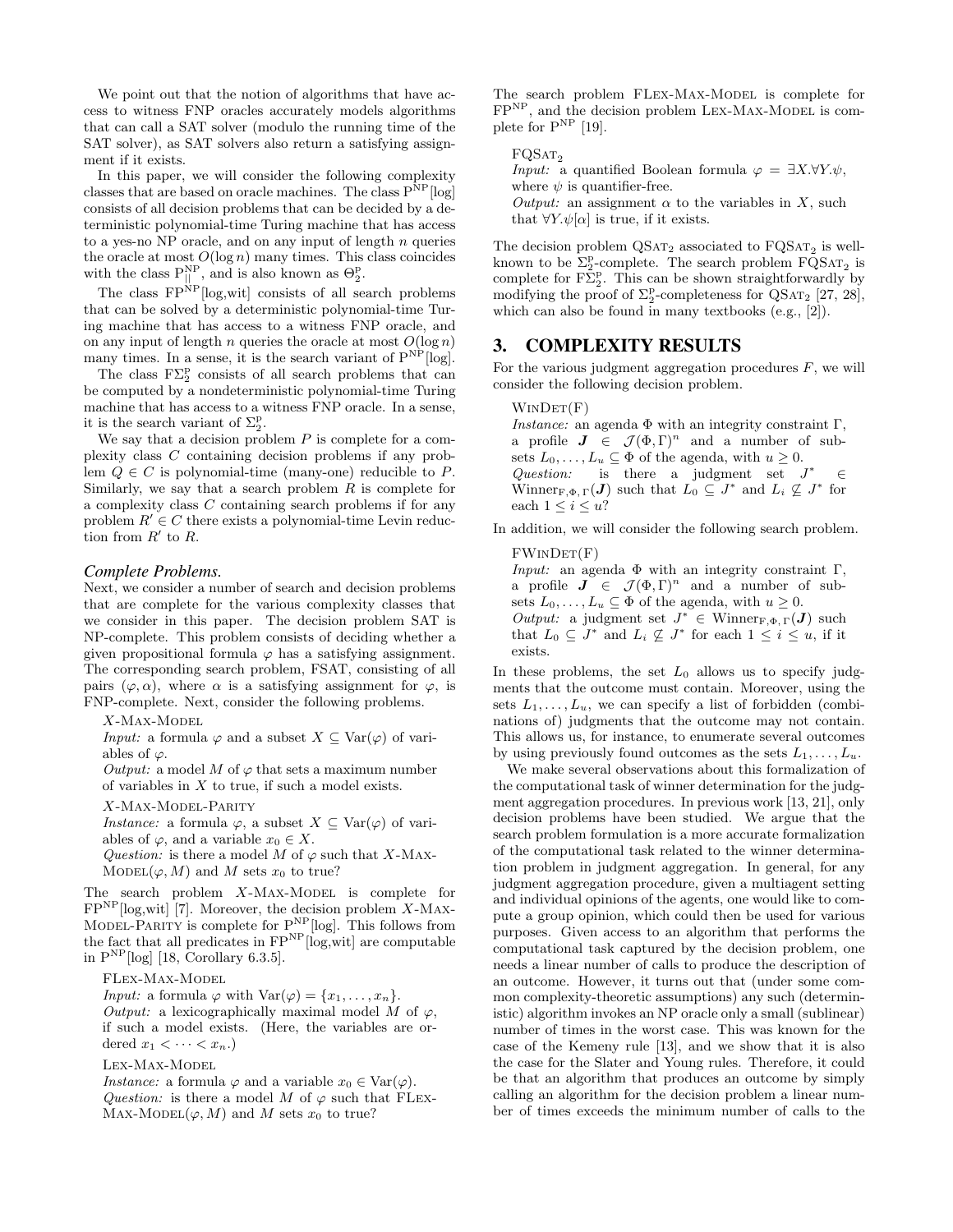We point out that the notion of algorithms that have access to witness FNP oracles accurately models algorithms that can call a SAT solver (modulo the running time of the SAT solver), as SAT solvers also return a satisfying assignment if it exists.

In this paper, we will consider the following complexity classes that are based on oracle machines. The class $\text{P}^{\text{NP}}[\log]$ consists of all decision problems that can be decided by a deterministic polynomial-time Turing machine that has access to a yes-no NP oracle, and on any input of length $n$ queries the oracle at most $O(\log n)$ many times. This class coincides with the class $\text{P}^{\text{NP}}_{||}$, and is also known as $\Theta^{\text{p}}_2$.

The class $\text{FP}^{\text{NP}}[\log,\text{wit}]$ consists of all search problems that can be solved by a deterministic polynomial-time Turing machine that has access to a witness FNP oracle, and on any input of length $n$ queries the oracle at most $O(\log n)$ many times. In a sense, it is the search variant of $\text{P}^{\text{NP}}[\log]$.

The class $\text{F}\Sigma^{\text{p}}_2$ consists of all search problems that can be computed by a nondeterministic polynomial-time Turing machine that has access to a witness FNP oracle. In a sense, it is the search variant of $\Sigma^{\text{p}}_2$.

We say that a decision problem $P$ is complete for a complexity class $C$ containing decision problems if any problem $Q \in C$ is polynomial-time (many-one) reducible to $P$. Similarly, we say that a search problem $R$ is complete for a complexity class $C$ containing search problems if for any problem $R' \in C$ there exists a polynomial-time Levin reduction from $R'$ to $R$.

### *Complete Problems.*

Next, we consider a number of search and decision problems that are complete for the various complexity classes that we consider in this paper. The decision problem SAT is NP-complete. This problem consists of deciding whether a given propositional formula $\varphi$ has a satisfying assignment. The corresponding search problem, FSAT, consisting of all pairs $(\varphi, \alpha)$, where $\alpha$ is a satisfying assignment for $\varphi$, is FNP-complete. Next, consider the following problems.

$X$-Max-Model
*Input:* a formula $\varphi$ and a subset $X \subseteq \text{Var}(\varphi)$ of variables of $\varphi$.
*Output:* a model $M$ of $\varphi$ that sets a maximum number of variables in $X$ to true, if such a model exists.

$X$-Max-Model-Parity
*Instance:* a formula $\varphi$, a subset $X \subseteq \text{Var}(\varphi)$ of variables of $\varphi$, and a variable $x_0 \in X$.
*Question:* is there a model $M$ of $\varphi$ such that $X$-Max-Model$(\varphi, M)$ and $M$ sets $x_0$ to true?

The search problem $X$-Max-Model is complete for $\text{FP}^{\text{NP}}[\log,\text{wit}]$ [7]. Moreover, the decision problem $X$-Max-Model-Parity is complete for $\text{P}^{\text{NP}}[\log]$. This follows from the fact that all predicates in $\text{FP}^{\text{NP}}[\log,\text{wit}]$ are computable in $\text{P}^{\text{NP}}[\log]$ [18, Corollary 6.3.5].

FLex-Max-Model
*Input:* a formula $\varphi$ with $\text{Var}(\varphi) = \{x_1, \dots, x_n\}$.
*Output:* a lexicographically maximal model $M$ of $\varphi$, if such a model exists. (Here, the variables are ordered $x_1 < \dots < x_n$.)

Lex-Max-Model
*Instance:* a formula $\varphi$ and a variable $x_0 \in \text{Var}(\varphi)$.
*Question:* is there a model $M$ of $\varphi$ such that FLex-Max-Model$(\varphi, M)$ and $M$ sets $x_0$ to true?

The search problem FLex-Max-Model is complete for $\text{FP}^{\text{NP}}$, and the decision problem Lex-Max-Model is complete for $\text{P}^{\text{NP}}$ [19].

$\text{FQSat}_2$
*Input:* a quantified Boolean formula $\varphi = \exists X.\forall Y.\psi$, where $\psi$ is quantifier-free.
*Output:* an assignment $\alpha$ to the variables in $X$, such that $\forall Y.\psi[\alpha]$ is true, if it exists.

The decision problem $\text{QSat}_2$ associated to $\text{FQSat}_2$ is well-known to be $\Sigma^{\text{p}}_2$-complete. The search problem $\text{FQSat}_2$ is complete for $\text{F}\Sigma^{\text{p}}_2$. This can be shown straightforwardly by modifying the proof of $\Sigma^{\text{p}}_2$-completeness for $\text{QSat}_2$ [27, 28], which can also be found in many textbooks (e.g., [2]).

## 3. COMPLEXITY RESULTS

For the various judgment aggregation procedures $F$, we will consider the following decision problem.

WinDet(F)
*Instance:* an agenda $\Phi$ with an integrity constraint $\Gamma$, a profile $\boldsymbol{J} \in \mathcal{J}(\Phi, \Gamma)^n$ and a number of subsets $L_0, \dots, L_u \subseteq \Phi$ of the agenda, with $u \geq 0$.
*Question:* is there a judgment set $J^* \in \text{Winner}_{\text{F},\Phi,\Gamma}(\boldsymbol{J})$ such that $L_0 \subseteq J^*$ and $L_i \not\subseteq J^*$ for each $1 \leq i \leq u$?

In addition, we will consider the following search problem.

FWinDet(F)
*Input:* an agenda $\Phi$ with an integrity constraint $\Gamma$, a profile $\boldsymbol{J} \in \mathcal{J}(\Phi, \Gamma)^n$ and a number of subsets $L_0, \dots, L_u \subseteq \Phi$ of the agenda, with $u \geq 0$.
*Output:* a judgment set $J^* \in \text{Winner}_{\text{F},\Phi,\Gamma}(\boldsymbol{J})$ such that $L_0 \subseteq J^*$ and $L_i \not\subseteq J^*$ for each $1 \leq i \leq u$, if it exists.

In these problems, the set $L_0$ allows us to specify judgments that the outcome must contain. Moreover, using the sets $L_1, \dots, L_u$, we can specify a list of forbidden (combinations of) judgments that the outcome may not contain. This allows us, for instance, to enumerate several outcomes by using previously found outcomes as the sets $L_1, \dots, L_u$.

We make several observations about this formalization of the computational task of winner determination for the judgment aggregation procedures. In previous work [13, 21], only decision problems have been studied. We argue that the search problem formulation is a more accurate formalization of the computational task related to the winner determination problem in judgment aggregation. In general, for any judgment aggregation procedure, given a multiagent setting and individual opinions of the agents, one would like to compute a group opinion, which could then be used for various purposes. Given access to an algorithm that performs the computational task captured by the decision problem, one needs a linear number of calls to produce the description of an outcome. However, it turns out that (under some common complexity-theoretic assumptions) any such (deterministic) algorithm invokes an NP oracle only a small (sublinear) number of times in the worst case. This was known for the case of the Kemeny rule [13], and we show that it is also the case for the Slater and Young rules. Therefore, it could be that an algorithm that produces an outcome by simply calling an algorithm for the decision problem a linear number of times exceeds the minimum number of calls to the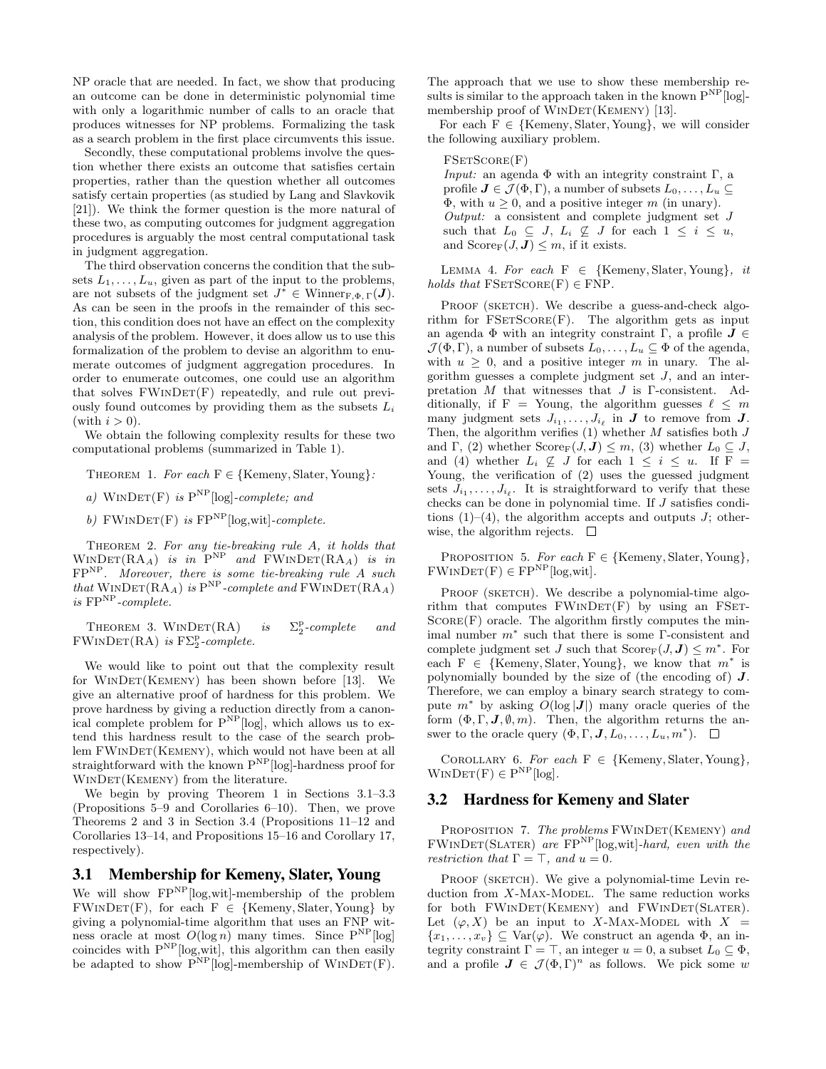NP oracle that are needed. In fact, we show that producing an outcome can be done in deterministic polynomial time with only a logarithmic number of calls to an oracle that produces witnesses for NP problems. Formalizing the task as a search problem in the first place circumvents this issue.

Secondly, these computational problems involve the question whether there exists an outcome that satisfies certain properties, rather than the question whether all outcomes satisfy certain properties (as studied by Lang and Slavkovik [21]). We think the former question is the more natural of these two, as computing outcomes for judgment aggregation procedures is arguably the most central computational task in judgment aggregation.

The third observation concerns the condition that the subsets $L_1, \dots, L_u$, given as part of the input to the problems, are not subsets of the judgment set $J^* \in \text{Winner}_{F,\Phi,\Gamma}(\boldsymbol{J})$. As can be seen in the proofs in the remainder of this section, this condition does not have an effect on the complexity analysis of the problem. However, it does allow us to use this formalization of the problem to devise an algorithm to enumerate outcomes of judgment aggregation procedures. In order to enumerate outcomes, one could use an algorithm that solves $\text{FWinDet}(F)$ repeatedly, and rule out previously found outcomes by providing them as the subsets $L_i$ (with $i > 0$).

We obtain the following complexity results for these two computational problems (summarized in Table 1).

Theorem 1. *For each* $F \in \{\text{Kemeny}, \text{Slater}, \text{Young}\}$*:*

*a)* $\text{WinDet}(F)$ *is* $\text{P}^{\text{NP}}[\log]$*-complete; and*

*b)* $\text{FWinDet}(F)$ *is* $\text{FP}^{\text{NP}}[\log,\text{wit}]$*-complete.*

Theorem 2. *For any tie-breaking rule A, it holds that* $\text{WinDet}(\text{RA}_A)$ *is in* $\text{P}^{\text{NP}}$ *and* $\text{FWinDet}(\text{RA}_A)$ *is in* $\text{FP}^{\text{NP}}$*. Moreover, there is some tie-breaking rule A such that* $\text{WinDet}(\text{RA}_A)$ *is* $\text{P}^{\text{NP}}$*-complete and* $\text{FWinDet}(\text{RA}_A)$ *is* $\text{FP}^{\text{NP}}$*-complete.*

Theorem 3. $\text{WinDet}(\text{RA})$ *is* $\Sigma_2^{\text{p}}$*-complete and* $\text{FWinDet}(\text{RA})$ *is* $\text{F}\Sigma_2^{\text{p}}$*-complete.*

We would like to point out that the complexity result for $\text{WinDet}(\text{Kemeny})$ has been shown before [13]. We give an alternative proof of hardness for this problem. We prove hardness by giving a reduction directly from a canonical complete problem for $\text{P}^{\text{NP}}[\log]$, which allows us to extend this hardness result to the case of the search problem $\text{FWinDet}(\text{Kemeny})$, which would not have been at all straightforward with the known $\text{P}^{\text{NP}}[\log]$-hardness proof for $\text{WinDet}(\text{Kemeny})$ from the literature.

We begin by proving Theorem 1 in Sections 3.1–3.3 (Propositions 5–9 and Corollaries 6–10). Then, we prove Theorems 2 and 3 in Section 3.4 (Propositions 11–12 and Corollaries 13–14, and Propositions 15–16 and Corollary 17, respectively).

## 3.1 Membership for Kemeny, Slater, Young

We will show $\text{FP}^{\text{NP}}[\log,\text{wit}]$-membership of the problem $\text{FWinDet}(F)$, for each $F \in \{\text{Kemeny}, \text{Slater}, \text{Young}\}$ by giving a polynomial-time algorithm that uses an FNP witness oracle at most $O(\log n)$ many times. Since $\text{P}^{\text{NP}}[\log]$ coincides with $\text{P}^{\text{NP}}[\log,\text{wit}]$, this algorithm can then easily be adapted to show $\text{P}^{\text{NP}}[\log]$-membership of $\text{WinDet}(F)$. The approach that we use to show these membership results is similar to the approach taken in the known $\text{P}^{\text{NP}}[\log]$-membership proof of $\text{WinDet}(\text{Kemeny})$ [13].

For each $F \in \{\text{Kemeny}, \text{Slater}, \text{Young}\}$, we will consider the following auxiliary problem.

FSetScore(F)
*Input:* an agenda $\Phi$ with an integrity constraint $\Gamma$, a profile $\boldsymbol{J} \in \mathcal{J}(\Phi,\Gamma)$, a number of subsets $L_0, \dots, L_u \subseteq \Phi$, with $u \geq 0$, and a positive integer $m$ (in unary).
*Output:* a consistent and complete judgment set $J$ such that $L_0 \subseteq J$, $L_i \not\subseteq J$ for each $1 \leq i \leq u$, and $\text{Score}_F(J, \boldsymbol{J}) \leq m$, if it exists.

Lemma 4. *For each* $F \in \{\text{Kemeny}, \text{Slater}, \text{Young}\}$*, it holds that* $\text{FSetScore}(F) \in \text{FNP}$*.*

Proof (sketch). We describe a guess-and-check algorithm for $\text{FSetScore}(F)$. The algorithm gets as input an agenda $\Phi$ with an integrity constraint $\Gamma$, a profile $\boldsymbol{J} \in \mathcal{J}(\Phi,\Gamma)$, a number of subsets $L_0, \dots, L_u \subseteq \Phi$ of the agenda, with $u \geq 0$, and a positive integer $m$ in unary. The algorithm guesses a complete judgment set $J$, and an interpretation $M$ that witnesses that $J$ is $\Gamma$-consistent. Additionally, if $F = \text{Young}$, the algorithm guesses $\ell \leq m$ many judgment sets $J_{i_1}, \dots, J_{i_\ell}$ in $\boldsymbol{J}$ to remove from $\boldsymbol{J}$. Then, the algorithm verifies (1) whether $M$ satisfies both $J$ and $\Gamma$, (2) whether $\text{Score}_F(J, \boldsymbol{J}) \leq m$, (3) whether $L_0 \subseteq J$, and (4) whether $L_i \not\subseteq J$ for each $1 \leq i \leq u$. If $F = \text{Young}$, the verification of (2) uses the guessed judgment sets $J_{i_1}, \dots, J_{i_\ell}$. It is straightforward to verify that these checks can be done in polynomial time. If $J$ satisfies conditions (1)–(4), the algorithm accepts and outputs $J$; otherwise, the algorithm rejects. □

Proposition 5. *For each* $F \in \{\text{Kemeny}, \text{Slater}, \text{Young}\}$*,* $\text{FWinDet}(F) \in \text{FP}^{\text{NP}}[\log,\text{wit}]$*.*

Proof (sketch). We describe a polynomial-time algorithm that computes $\text{FWinDet}(F)$ by using an $\text{FSetScore}(F)$ oracle. The algorithm firstly computes the minimal number $m^*$ such that there is some $\Gamma$-consistent and complete judgment set $J$ such that $\text{Score}_F(J, \boldsymbol{J}) \leq m^*$. For each $F \in \{\text{Kemeny}, \text{Slater}, \text{Young}\}$, we know that $m^*$ is polynomially bounded by the size of (the encoding of) $\boldsymbol{J}$. Therefore, we can employ a binary search strategy to compute $m^*$ by asking $O(\log |\boldsymbol{J}|)$ many oracle queries of the form $(\Phi, \Gamma, \boldsymbol{J}, \emptyset, m)$. Then, the algorithm returns the answer to the oracle query $(\Phi, \Gamma, \boldsymbol{J}, L_0, \dots, L_u, m^*)$. □

Corollary 6. *For each* $F \in \{\text{Kemeny}, \text{Slater}, \text{Young}\}$*,* $\text{WinDet}(F) \in \text{P}^{\text{NP}}[\log]$*.*

## 3.2 Hardness for Kemeny and Slater

Proposition 7. *The problems* $\text{FWinDet}(\text{Kemeny})$ *and* $\text{FWinDet}(\text{Slater})$ *are* $\text{FP}^{\text{NP}}[\log,\text{wit}]$*-hard, even with the restriction that* $\Gamma = \top$*, and* $u = 0$*.*

Proof (sketch). We give a polynomial-time Levin reduction from X-Max-Model. The same reduction works for both $\text{FWinDet}(\text{Kemeny})$ and $\text{FWinDet}(\text{Slater})$. Let $(\varphi, X)$ be an input to X-Max-Model with $X = \{x_1, \dots, x_v\} \subseteq \text{Var}(\varphi)$. We construct an agenda $\Phi$, an integrity constraint $\Gamma = \top$, an integer $u = 0$, a subset $L_0 \subseteq \Phi$, and a profile $\boldsymbol{J} \in \mathcal{J}(\Phi,\Gamma)^n$ as follows. We pick some $w$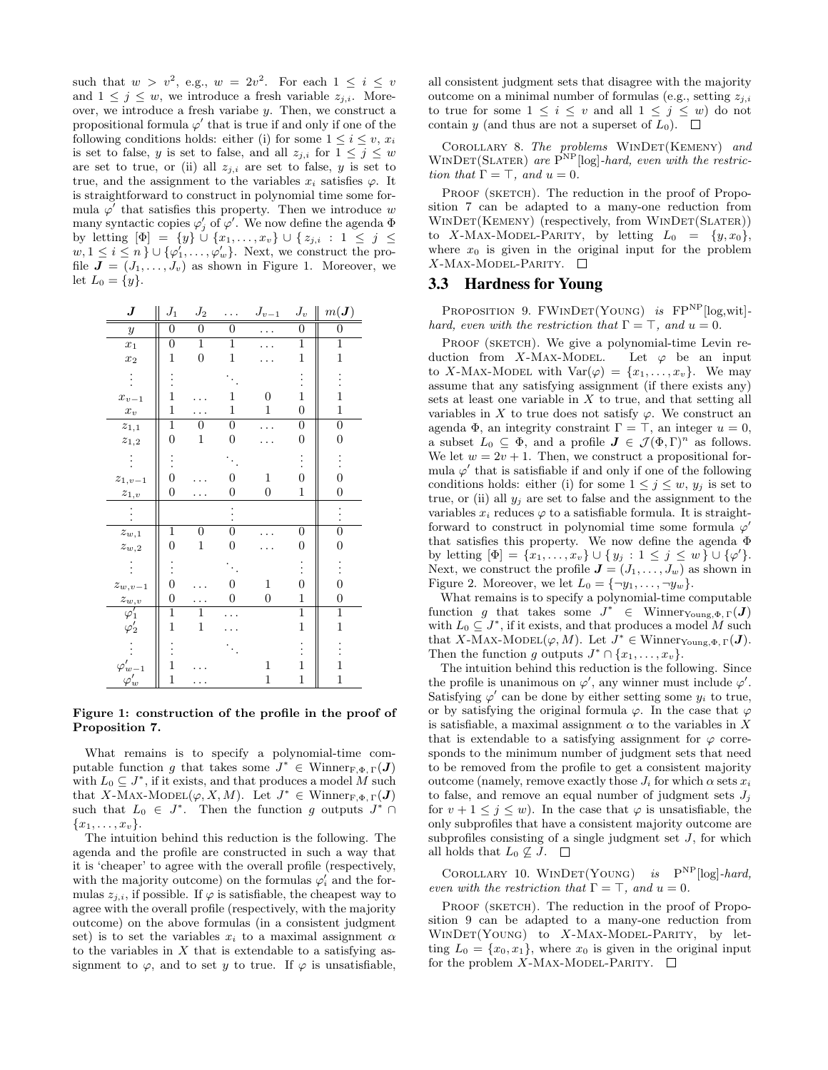such that $w > v^2$, e.g., $w = 2v^2$. For each $1 \leq i \leq v$ and $1 \leq j \leq w$, we introduce a fresh variable $z_{j,i}$. Moreover, we introduce a fresh variabe $y$. Then, we construct a propositional formula $\varphi'$ that is true if and only if one of the following conditions holds: either (i) for some $1 \leq i \leq v$, $x_i$ is set to false, $y$ is set to false, and all $z_{j,i}$ for $1 \leq j \leq w$ are set to true, or (ii) all $z_{j,i}$ are set to false, $y$ is set to true, and the assignment to the variables $x_i$ satisfies $\varphi$. It is straightforward to construct in polynomial time some formula $\varphi'$ that satisfies this property. Then we introduce $w$ many syntactic copies $\varphi'_j$ of $\varphi'$. We now define the agenda $\Phi$ by letting $[\Phi] = \{y\} \cup \{x_1, \dots, x_v\} \cup \{ z_{j,i} : 1 \leq j \leq w, 1 \leq i \leq n \} \cup \{\varphi'_1, \dots, \varphi'_w\}$. Next, we construct the profile $\boldsymbol{J} = (J_1, \dots, J_v)$ as shown in Figure 1. Moreover, we let $L_0 = \{y\}$.

| $\boldsymbol{J}$ | $J_1$ | $J_2$ | $\dots$ | $J_{v-1}$ | $J_v$ | $m(\boldsymbol{J})$ |
|---|---|---|---|---|---|---|
| $y$ | 0 | 0 | 0 | $\dots$ | 0 | 0 |
| $x_1$ | 0 | 1 | 1 | $\dots$ | 1 | 1 |
| $x_2$ | 1 | 0 | 1 | $\dots$ | 1 | 1 |
| $\vdots$ | $\vdots$ | | $\ddots$ | | $\vdots$ | $\vdots$ |
| $x_{v-1}$ | 1 | $\dots$ | 1 | 0 | 1 | 1 |
| $x_v$ | 1 | $\dots$ | 1 | 1 | 0 | 1 |
| $z_{1,1}$ | 1 | 0 | 0 | $\dots$ | 0 | 0 |
| $z_{1,2}$ | 0 | 1 | 0 | $\dots$ | 0 | 0 |
| $\vdots$ | $\vdots$ | | $\ddots$ | | $\vdots$ | $\vdots$ |
| $z_{1,v-1}$ | 0 | $\dots$ | 0 | 1 | 0 | 0 |
| $z_{1,v}$ | 0 | $\dots$ | 0 | 0 | 1 | 0 |
| $\vdots$ | | | $\vdots$ | | | $\vdots$ |
| $z_{w,1}$ | 1 | 0 | 0 | $\dots$ | 0 | 0 |
| $z_{w,2}$ | 0 | 1 | 0 | $\dots$ | 0 | 0 |
| $\vdots$ | $\vdots$ | | $\ddots$ | | $\vdots$ | $\vdots$ |
| $z_{w,v-1}$ | 0 | $\dots$ | 0 | 1 | 0 | 0 |
| $z_{w,v}$ | 0 | $\dots$ | 0 | 0 | 1 | 0 |
| $\varphi'_1$ | 1 | 1 | $\dots$ | | 1 | 1 |
| $\varphi'_2$ | 1 | 1 | $\dots$ | | 1 | 1 |
| $\vdots$ | $\vdots$ | | $\ddots$ | | $\vdots$ | $\vdots$ |
| $\varphi'_{w-1}$ | 1 | $\dots$ | | 1 | 1 | 1 |
| $\varphi'_w$ | 1 | $\dots$ | | 1 | 1 | 1 |

**Figure 1: construction of the profile in the proof of Proposition 7.**

What remains is to specify a polynomial-time computable function $g$ that takes some $J^* \in \text{Winner}_{\text{F},\Phi,\Gamma}(\boldsymbol{J})$ with $L_0 \subseteq J^*$, if it exists, and that produces a model $M$ such that $X$-MAX-MODEL$(\varphi, X, M)$. Let $J^* \in \text{Winner}_{\text{F},\Phi,\Gamma}(\boldsymbol{J})$ such that $L_0 \in J^*$. Then the function $g$ outputs $J^* \cap \{x_1, \dots, x_v\}$.

The intuition behind this reduction is the following. The agenda and the profile are constructed in such a way that it is 'cheaper' to agree with the overall profile (respectively, with the majority outcome) on the formulas $\varphi'_i$ and the formulas $z_{j,i}$, if possible. If $\varphi$ is satisfiable, the cheapest way to agree with the overall profile (respectively, with the majority outcome) on the above formulas (in a consistent judgment set) is to set the variables $x_i$ to a maximal assignment $\alpha$ to the variables in $X$ that is extendable to a satisfying assignment to $\varphi$, and to set $y$ to true. If $\varphi$ is unsatisfiable, all consistent judgment sets that disagree with the majority outcome on a minimal number of formulas (e.g., setting $z_{j,i}$ to true for some $1 \leq i \leq v$ and all $1 \leq j \leq w$) do not contain $y$ (and thus are not a superset of $L_0$). $\square$

COROLLARY 8. *The problems* WINDET(KEMENY) *and* WINDET(SLATER) *are* $\text{P}^{\text{NP}}[\log]$*-hard, even with the restriction that* $\Gamma = \top$*, and* $u = 0$.

PROOF (SKETCH). The reduction in the proof of Proposition 7 can be adapted to a many-one reduction from WINDET(KEMENY) (respectively, from WINDET(SLATER)) to $X$-MAX-MODEL-PARITY, by letting $L_0 = \{y, x_0\}$, where $x_0$ is given in the original input for the problem $X$-MAX-MODEL-PARITY. $\square$

### 3.3 Hardness for Young

PROPOSITION 9. FWINDET(YOUNG) *is* $\text{FP}^{\text{NP}}[\text{log,wit}]$*-hard, even with the restriction that* $\Gamma = \top$*, and* $u = 0$.

PROOF (SKETCH). We give a polynomial-time Levin reduction from $X$-MAX-MODEL. Let $\varphi$ be an input to $X$-MAX-MODEL with $\text{Var}(\varphi) = \{x_1, \dots, x_v\}$. We may assume that any satisfying assignment (if there exists any) sets at least one variable in $X$ to true, and that setting all variables in $X$ to true does not satisfy $\varphi$. We construct an agenda $\Phi$, an integrity constraint $\Gamma = \top$, an integer $u = 0$, a subset $L_0 \subseteq \Phi$, and a profile $\boldsymbol{J} \in \mathcal{J}(\Phi, \Gamma)^n$ as follows. We let $w = 2v + 1$. Then, we construct a propositional formula $\varphi'$ that is satisfiable if and only if one of the following conditions holds: either (i) for some $1 \leq j \leq w$, $y_j$ is set to true, or (ii) all $y_j$ are set to false and the assignment to the variables $x_i$ reduces $\varphi$ to a satisfiable formula. It is straightforward to construct in polynomial time some formula $\varphi'$ that satisfies this property. We now define the agenda $\Phi$ by letting $[\Phi] = \{x_1, \dots, x_v\} \cup \{ y_j : 1 \leq j \leq w \} \cup \{\varphi'\}$. Next, we construct the profile $\boldsymbol{J} = (J_1, \dots, J_w)$ as shown in Figure 2. Moreover, we let $L_0 = \{\neg y_1, \dots, \neg y_w\}$.

What remains is to specify a polynomial-time computable function $g$ that takes some $J^* \in \text{Winner}_{\text{Young},\Phi,\Gamma}(\boldsymbol{J})$ with $L_0 \subseteq J^*$, if it exists, and that produces a model $M$ such that $X$-MAX-MODEL$(\varphi, M)$. Let $J^* \in \text{Winner}_{\text{Young},\Phi,\Gamma}(\boldsymbol{J})$. Then the function $g$ outputs $J^* \cap \{x_1, \dots, x_v\}$.

The intuition behind this reduction is the following. Since the profile is unanimous on $\varphi'$, any winner must include $\varphi'$. Satisfying $\varphi'$ can be done by either setting some $y_i$ to true, or by satisfying the original formula $\varphi$. In the case that $\varphi$ is satisfiable, a maximal assignment $\alpha$ to the variables in $X$ that is extendable to a satisfying assignment for $\varphi$ corresponds to the minimum number of judgment sets that need to be removed from the profile to get a consistent majority outcome (namely, remove exactly those $J_i$ for which $\alpha$ sets $x_i$ to false, and remove an equal number of judgment sets $J_j$ for $v + 1 \leq j \leq w$). In the case that $\varphi$ is unsatisfiable, the only subprofiles that have a consistent majority outcome are subprofiles consisting of a single judgment set $J$, for which all holds that $L_0 \not\subseteq J$. $\square$

COROLLARY 10. WINDET(YOUNG) *is* $\text{P}^{\text{NP}}[\log]$*-hard, even with the restriction that* $\Gamma = \top$*, and* $u = 0$.

PROOF (SKETCH). The reduction in the proof of Proposition 9 can be adapted to a many-one reduction from WINDET(YOUNG) to $X$-MAX-MODEL-PARITY, by letting $L_0 = \{x_0, x_1\}$, where $x_0$ is given in the original input for the problem $X$-MAX-MODEL-PARITY. $\square$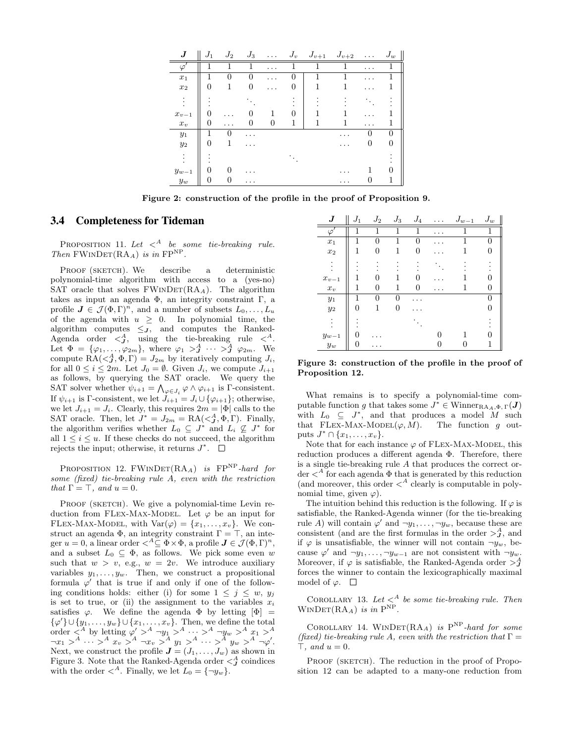| $\boldsymbol{J}$ | $J_1$ | $J_2$ | $J_3$ | $\dots$ | $J_v$ | $J_{v+1}$ | $J_{v+2}$ | $\dots$ | $J_w$ |
|---|---|---|---|---|---|---|---|---|---|
| $\varphi'$ | 1 | 1 | 1 | $\dots$ | 1 | 1 | 1 | $\dots$ | 1 |
| $x_1$ | 1 | 0 | 0 | $\dots$ | 0 | 1 | 1 | $\dots$ | 1 |
| $x_2$ | 0 | 1 | 0 | $\dots$ | 0 | 1 | 1 | $\dots$ | 1 |
| $\vdots$ | $\vdots$ | | $\ddots$ | | $\vdots$ | $\vdots$ | $\vdots$ | $\ddots$ | $\vdots$ |
| $x_{v-1}$ | 0 | $\dots$ | 0 | 1 | 0 | 1 | 1 | $\dots$ | 1 |
| $x_v$ | 0 | $\dots$ | 0 | 0 | 1 | 1 | 1 | $\dots$ | 1 |
| $y_1$ | 1 | 0 | $\dots$ | | | | $\dots$ | 0 | 0 |
| $y_2$ | 0 | 1 | $\dots$ | | | | $\dots$ | 0 | 0 |
| $\vdots$ | $\vdots$ | | | | $\ddots$ | | | | $\vdots$ |
| $y_{w-1}$ | 0 | 0 | $\dots$ | | | | $\dots$ | 1 | 0 |
| $y_w$ | 0 | 0 | $\dots$ | | | | $\dots$ | 0 | 1 |

**Figure 2: construction of the profile in the proof of Proposition 9.**

### 3.4 Completeness for Tideman

PROPOSITION 11. *Let $<^A$ be some tie-breaking rule. Then* FWINDET$(\text{RA}_A)$ *is in* $\text{FP}^{\text{NP}}$.

PROOF (SKETCH). We describe a deterministic polynomial-time algorithm with access to a (yes-no) SAT oracle that solves FWINDET$(\text{RA}_A)$. The algorithm takes as input an agenda $\Phi$, an integrity constraint $\Gamma$, a profile $\boldsymbol{J} \in \mathcal{J}(\Phi,\Gamma)^n$, and a number of subsets $L_0,\dots,L_u$ of the agenda with $u \geq 0$. In polynomial time, the algorithm computes $\leq_{\boldsymbol{J}}$, and computes the Ranked-Agenda order $<^A_{\boldsymbol{J}}$, using the tie-breaking rule $<^A$. Let $\Phi = \{\varphi_1,\dots,\varphi_{2m}\}$, where $\varphi_1 >^A_{\boldsymbol{J}} \cdots >^A_{\boldsymbol{J}} \varphi_{2m}$. We compute $\text{RA}(<^A_{\boldsymbol{J}},\Phi,\Gamma) = J_{2m}$ by iteratively computing $J_i$, for all $0 \leq i \leq 2m$. Let $J_0 = \emptyset$. Given $J_i$, we compute $J_{i+1}$ as follows, by querying the SAT oracle. We query the SAT solver whether $\psi_{i+1} = \bigwedge_{\varphi \in J_i} \varphi \wedge \varphi_{i+1}$ is $\Gamma$-consistent. If $\psi_{i+1}$ is $\Gamma$-consistent, we let $J_{i+1} = J_i \cup \{\varphi_{i+1}\}$; otherwise, we let $J_{i+1} = J_i$. Clearly, this requires $2m = |\Phi|$ calls to the SAT oracle. Then, let $J^* = J_{2m} = \text{RA}(<^A_{\boldsymbol{J}},\Phi,\Gamma)$. Finally, the algorithm verifies whether $L_0 \subseteq J^*$ and $L_i \not\subseteq J^*$ for all $1 \leq i \leq u$. If these checks do not succeed, the algorithm rejects the input; otherwise, it returns $J^*$. $\square$

PROPOSITION 12. FWINDET$(\text{RA}_A)$ *is* $\text{FP}^{\text{NP}}$*-hard for some (fixed) tie-breaking rule A, even with the restriction that $\Gamma = \top$, and $u = 0$.*

PROOF (SKETCH). We give a polynomial-time Levin reduction from FLEX-MAX-MODEL. Let $\varphi$ be an input for FLEX-MAX-MODEL, with $\text{Var}(\varphi) = \{x_1,\dots,x_v\}$. We construct an agenda $\Phi$, an integrity constraint $\Gamma = \top$, an integer $u = 0$, a linear order $<^A \subseteq \Phi \times \Phi$, a profile $\boldsymbol{J} \in \mathcal{J}(\Phi,\Gamma)^n$, and a subset $L_0 \subseteq \Phi$, as follows. We pick some even $w$ such that $w > v$, e.g., $w = 2v$. We introduce auxiliary variables $y_1,\dots,y_w$. Then, we construct a propositional formula $\varphi'$ that is true if and only if one of the following conditions holds: either (i) for some $1 \leq j \leq w$, $y_j$ is set to true, or (ii) the assignment to the variables $x_i$ satisfies $\varphi$. We define the agenda $\Phi$ by letting $[\Phi] = \{\varphi'\} \cup \{y_1,\dots,y_w\} \cup \{x_1,\dots,x_v\}$. Then, we define the total order $<^A$ by letting $\varphi' >^A \neg y_1 >^A \cdots >^A \neg y_w >^A x_1 >^A \neg x_1 >^A \cdots >^A x_v >^A \neg x_v >^A y_1 >^A \cdots >^A y_w >^A \neg\varphi'$. Next, we construct the profile $\boldsymbol{J} = (J_1,\dots,J_w)$ as shown in Figure 3. Note that the Ranked-Agenda order $<^A_{\boldsymbol{J}}$ coindices with the order $<^A$. Finally, we let $L_0 = \{\neg y_w\}$.

| $\boldsymbol{J}$ | $J_1$ | $J_2$ | $J_3$ | $J_4$ | $\dots$ | $J_{w-1}$ | $J_w$ |
|---|---|---|---|---|---|---|---|
| $\varphi'$ | 1 | 1 | 1 | 1 | $\dots$ | 1 | 1 |
| $x_1$ | 1 | 0 | 1 | 0 | $\dots$ | 1 | 0 |
| $x_2$ | 1 | 0 | 1 | 0 | $\dots$ | 1 | 0 |
| $\vdots$ | $\vdots$ | $\vdots$ | $\vdots$ | $\vdots$ | $\ddots$ | $\vdots$ | $\vdots$ |
| $x_{v-1}$ | 1 | 0 | 1 | 0 | $\dots$ | 1 | 0 |
| $x_v$ | 1 | 0 | 1 | 0 | $\dots$ | 1 | 0 |
| $y_1$ | 1 | 0 | 0 | $\dots$ | | | 0 |
| $y_2$ | 0 | 1 | 0 | $\dots$ | | | 0 |
| $\vdots$ | $\vdots$ | | | $\ddots$ | | | $\vdots$ |
| $y_{w-1}$ | 0 | $\dots$ | | | 0 | 1 | 0 |
| $y_w$ | 0 | $\dots$ | | | 0 | 0 | 1 |

**Figure 3: construction of the profile in the proof of Proposition 12.**

What remains is to specify a polynomial-time computable function $g$ that takes some $J^* \in \text{Winner}_{\text{RA}_A,\Phi,\Gamma}(\boldsymbol{J})$ with $L_0 \subseteq J^*$, and that produces a model $M$ such that FLEX-MAX-MODEL$(\varphi, M)$. The function $g$ outputs $J^* \cap \{x_1,\dots,x_v\}$.

Note that for each instance $\varphi$ of FLEX-MAX-MODEL, this reduction produces a different agenda $\Phi$. Therefore, there is a single tie-breaking rule $A$ that produces the correct order $<^A$ for each agenda $\Phi$ that is generated by this reduction (and moreover, this order $<^A$ clearly is computable in polynomial time, given $\varphi$).

The intuition behind this reduction is the following. If $\varphi$ is satisfiable, the Ranked-Agenda winner (for the tie-breaking rule $A$) will contain $\varphi'$ and $\neg y_1,\dots,\neg y_w$, because these are consistent (and are the first formulas in the order $>^A_{\boldsymbol{J}}$, and if $\varphi$ is unsatisfiable, the winner will not contain $\neg y_w$, because $\varphi'$ and $\neg y_1,\dots,\neg y_{w-1}$ are not consistent with $\neg y_w$. Moreover, if $\varphi$ is satisfiable, the Ranked-Agenda order $>^A_{\boldsymbol{J}}$ forces the winner to contain the lexicographically maximal model of $\varphi$. $\square$

COROLLARY 13. *Let $<^A$ be some tie-breaking rule. Then* WINDET$(\text{RA}_A)$ *is in* $\text{P}^{\text{NP}}$.

COROLLARY 14. WINDET$(\text{RA}_A)$ *is* $\text{P}^{\text{NP}}$*-hard for some (fixed) tie-breaking rule A, even with the restriction that $\Gamma = \top$, and $u = 0$.*

PROOF (SKETCH). The reduction in the proof of Proposition 12 can be adapted to a many-one reduction from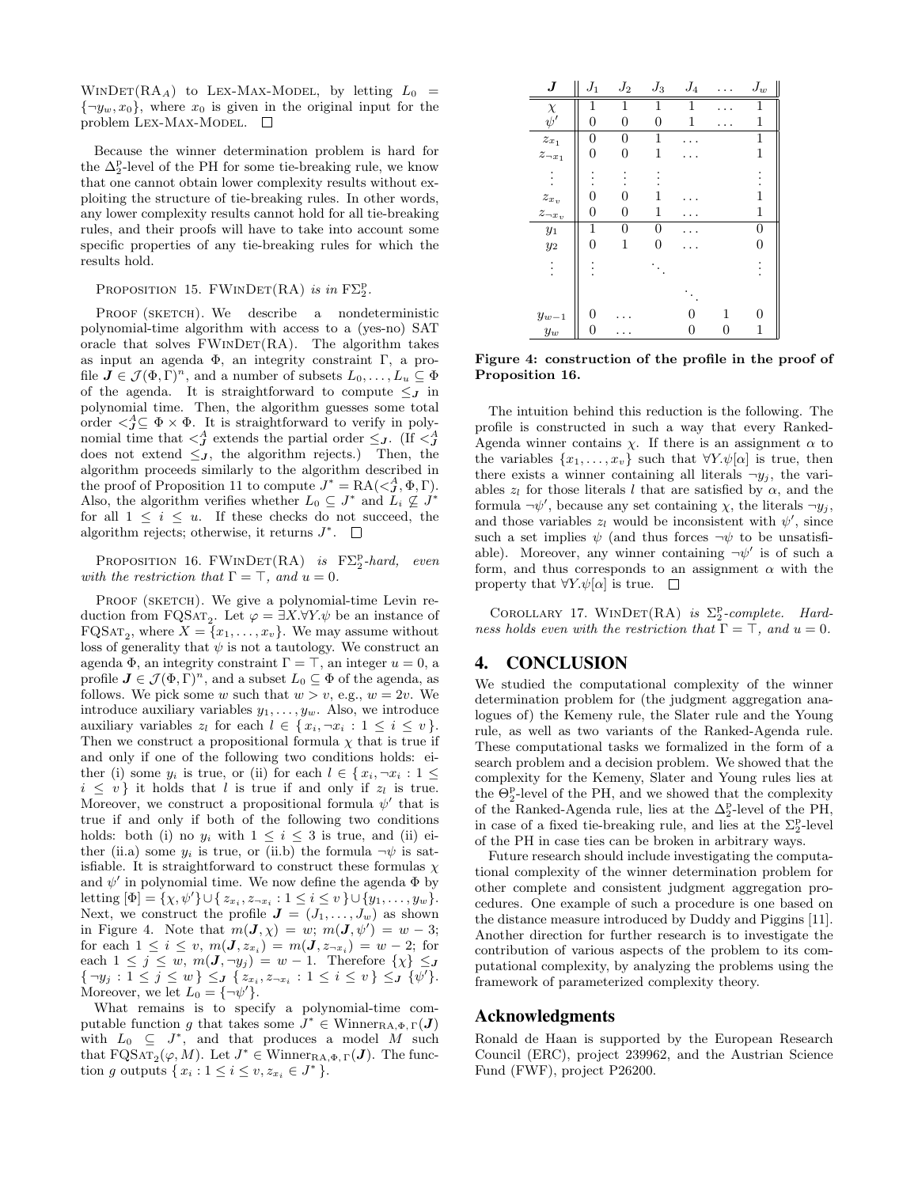WinDet(RA$_A$) to Lex-Max-Model, by letting $L_0 = \{\neg y_w, x_0\}$, where $x_0$ is given in the original input for the problem Lex-Max-Model. □

Because the winner determination problem is hard for the $\Delta_2^p$-level of the PH for some tie-breaking rule, we know that one cannot obtain lower complexity results without exploiting the structure of tie-breaking rules. In other words, any lower complexity results cannot hold for all tie-breaking rules, and their proofs will have to take into account some specific properties of any tie-breaking rules for which the results hold.

Proposition 15. *FWinDet(RA) is in F$\Sigma_2^p$.*

Proof (sketch). We describe a nondeterministic polynomial-time algorithm with access to a (yes-no) SAT oracle that solves FWinDet(RA). The algorithm takes as input an agenda $\Phi$, an integrity constraint $\Gamma$, a profile $\boldsymbol{J} \in \mathcal{J}(\Phi,\Gamma)^n$, and a number of subsets $L_0,\dots,L_u \subseteq \Phi$ of the agenda. It is straightforward to compute $\leq_{\boldsymbol{J}}$ in polynomial time. Then, the algorithm guesses some total order $<^A_{\boldsymbol{J}} \subseteq \Phi \times \Phi$. It is straightforward to verify in polynomial time that $<^A_{\boldsymbol{J}}$ extends the partial order $\leq_{\boldsymbol{J}}$. (If $<^A_{\boldsymbol{J}}$ does not extend $\leq_{\boldsymbol{J}}$, the algorithm rejects.) Then, the algorithm proceeds similarly to the algorithm described in the proof of Proposition 11 to compute $J^* = \text{RA}(<^A_{\boldsymbol{J}},\Phi,\Gamma)$. Also, the algorithm verifies whether $L_0 \subseteq J^*$ and $L_i \not\subseteq J^*$ for all $1 \leq i \leq u$. If these checks do not succeed, the algorithm rejects; otherwise, it returns $J^*$. □

Proposition 16. *FWinDet(RA) is F$\Sigma_2^p$-hard, even with the restriction that $\Gamma = \top$, and $u = 0$.*

Proof (sketch). We give a polynomial-time Levin reduction from FQSat$_2$. Let $\varphi = \exists X.\forall Y.\psi$ be an instance of FQSat$_2$, where $X = \{x_1,\dots,x_v\}$. We may assume without loss of generality that $\psi$ is not a tautology. We construct an agenda $\Phi$, an integrity constraint $\Gamma = \top$, an integer $u = 0$, a profile $\boldsymbol{J} \in \mathcal{J}(\Phi,\Gamma)^n$, and a subset $L_0 \subseteq \Phi$ of the agenda, as follows. We pick some $w$ such that $w > v$, e.g., $w = 2v$. We introduce auxiliary variables $y_1,\dots,y_w$. Also, we introduce auxiliary variables $z_l$ for each $l \in \{x_i, \neg x_i : 1 \leq i \leq v\}$. Then we construct a propositional formula $\chi$ that is true if and only if one of the following two conditions holds: either (i) some $y_i$ is true, or (ii) for each $l \in \{x_i, \neg x_i : 1 \leq i \leq v\}$ it holds that $l$ is true if and only if $z_l$ is true. Moreover, we construct a propositional formula $\psi'$ that is true if and only if both of the following two conditions holds: both (i) no $y_i$ with $1 \leq i \leq 3$ is true, and (ii) either (ii.a) some $y_i$ is true, or (ii.b) the formula $\neg\psi$ is satisfiable. It is straightforward to construct these formulas $\chi$ and $\psi'$ in polynomial time. We now define the agenda $\Phi$ by letting $[\Phi] = \{\chi,\psi'\} \cup \{z_{x_i}, z_{\neg x_i} : 1 \leq i \leq v\} \cup \{y_1,\dots,y_w\}$. Next, we construct the profile $\boldsymbol{J} = (J_1,\dots,J_w)$ as shown in Figure 4. Note that $m(\boldsymbol{J},\chi) = w$; $m(\boldsymbol{J},\psi') = w-3$; for each $1 \leq i \leq v$, $m(\boldsymbol{J},z_{x_i}) = m(\boldsymbol{J},z_{\neg x_i}) = w-2$; for each $1 \leq j \leq w$, $m(\boldsymbol{J},\neg y_j) = w-1$. Therefore $\{\chi\} \leq_{\boldsymbol{J}} \{\neg y_j : 1 \leq j \leq w\} \leq_{\boldsymbol{J}} \{z_{x_i}, z_{\neg x_i} : 1 \leq i \leq v\} \leq_{\boldsymbol{J}} \{\psi'\}$. Moreover, we let $L_0 = \{\neg\psi'\}$.

What remains is to specify a polynomial-time computable function $g$ that takes some $J^* \in \text{Winner}_{\text{RA},\Phi,\Gamma}(\boldsymbol{J})$ with $L_0 \subseteq J^*$, and that produces a model $M$ such that FQSat$_2(\varphi, M)$. Let $J^* \in \text{Winner}_{\text{RA},\Phi,\Gamma}(\boldsymbol{J})$. The function $g$ outputs $\{x_i : 1 \leq i \leq v, z_{x_i} \in J^*\}$.

| $\boldsymbol{J}$ | $J_1$ | $J_2$ | $J_3$ | $J_4$ | $\dots$ | $J_w$ |
|---|---|---|---|---|---|---|
| $\chi$ | 1 | 1 | 1 | 1 | $\dots$ | 1 |
| $\psi'$ | 0 | 0 | 0 | 1 | $\dots$ | 1 |
| $z_{x_1}$ | 0 | 0 | 1 | $\dots$ | | 1 |
| $z_{\neg x_1}$ | 0 | 0 | 1 | $\dots$ | | 1 |
| $\vdots$ | $\vdots$ | $\vdots$ | $\vdots$ | | | $\vdots$ |
| $z_{x_v}$ | 0 | 0 | 1 | $\dots$ | | 1 |
| $z_{\neg x_v}$ | 0 | 0 | 1 | $\dots$ | | 1 |
| $y_1$ | 1 | 0 | 0 | $\dots$ | | 0 |
| $y_2$ | 0 | 1 | 0 | $\dots$ | | 0 |
| $\vdots$ | $\vdots$ | | $\ddots$ | | | $\vdots$ |
| | | | | $\ddots$ | | |
| $y_{w-1}$ | 0 | $\dots$ | | 0 | 1 | 0 |
| $y_w$ | 0 | $\dots$ | | 0 | 0 | 1 |

**Figure 4: construction of the profile in the proof of Proposition 16.**

The intuition behind this reduction is the following. The profile is constructed in such a way that every Ranked-Agenda winner contains $\chi$. If there is an assignment $\alpha$ to the variables $\{x_1,\dots,x_v\}$ such that $\forall Y.\psi[\alpha]$ is true, then there exists a winner containing all literals $\neg y_j$, the variables $z_l$ for those literals $l$ that are satisfied by $\alpha$, and the formula $\neg\psi'$, because any set containing $\chi$, the literals $\neg y_j$, and those variables $z_l$ would be inconsistent with $\psi'$, since such a set implies $\psi$ (and thus forces $\neg\psi$ to be unsatisfiable). Moreover, any winner containing $\neg\psi'$ is of such a form, and thus corresponds to an assignment $\alpha$ with the property that $\forall Y.\psi[\alpha]$ is true. □

Corollary 17. *WinDet(RA) is $\Sigma_2^p$-complete. Hardness holds even with the restriction that $\Gamma = \top$, and $u = 0$.*

## 4. CONCLUSION

We studied the computational complexity of the winner determination problem for (the judgment aggregation analogues of) the Kemeny rule, the Slater rule and the Young rule, as well as two variants of the Ranked-Agenda rule. These computational tasks we formalized in the form of a search problem and a decision problem. We showed that the complexity for the Kemeny, Slater and Young rules lies at the $\Theta_2^p$-level of the PH, and we showed that the complexity of the Ranked-Agenda rule, lies at the $\Delta_2^p$-level of the PH, in case of a fixed tie-breaking rule, and lies at the $\Sigma_2^p$-level of the PH in case ties can be broken in arbitrary ways.

Future research should include investigating the computational complexity of the winner determination problem for other complete and consistent judgment aggregation procedures. One example of such a procedure is one based on the distance measure introduced by Duddy and Piggins [11]. Another direction for further research is to investigate the contribution of various aspects of the problem to its computational complexity, by analyzing the problems using the framework of parameterized complexity theory.

## Acknowledgments

Ronald de Haan is supported by the European Research Council (ERC), project 239962, and the Austrian Science Fund (FWF), project P26200.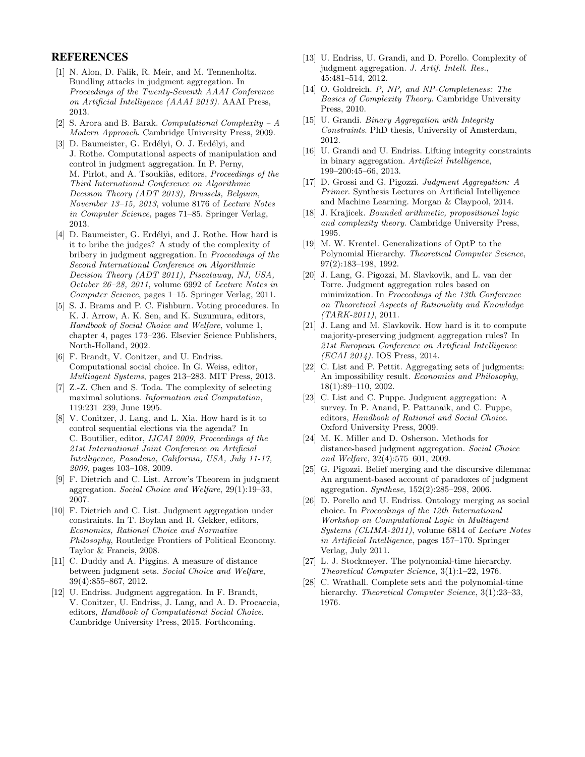## REFERENCES

[1] N. Alon, D. Falik, R. Meir, and M. Tennenholtz. Bundling attacks in judgment aggregation. In *Proceedings of the Twenty-Seventh AAAI Conference on Artificial Intelligence (AAAI 2013)*. AAAI Press, 2013.

[2] S. Arora and B. Barak. *Computational Complexity – A Modern Approach*. Cambridge University Press, 2009.

[3] D. Baumeister, G. Erdélyi, O. J. Erdélyi, and J. Rothe. Computational aspects of manipulation and control in judgment aggregation. In P. Perny, M. Pirlot, and A. Tsoukiàs, editors, *Proceedings of the Third International Conference on Algorithmic Decision Theory (ADT 2013), Brussels, Belgium, November 13–15, 2013*, volume 8176 of *Lecture Notes in Computer Science*, pages 71–85. Springer Verlag, 2013.

[4] D. Baumeister, G. Erdélyi, and J. Rothe. How hard is it to bribe the judges? A study of the complexity of bribery in judgment aggregation. In *Proceedings of the Second International Conference on Algorithmic Decision Theory (ADT 2011), Piscataway, NJ, USA, October 26–28, 2011*, volume 6992 of *Lecture Notes in Computer Science*, pages 1–15. Springer Verlag, 2011.

[5] S. J. Brams and P. C. Fishburn. Voting procedures. In K. J. Arrow, A. K. Sen, and K. Suzumura, editors, *Handbook of Social Choice and Welfare*, volume 1, chapter 4, pages 173–236. Elsevier Science Publishers, North-Holland, 2002.

[6] F. Brandt, V. Conitzer, and U. Endriss. Computational social choice. In G. Weiss, editor, *Multiagent Systems*, pages 213–283. MIT Press, 2013.

[7] Z.-Z. Chen and S. Toda. The complexity of selecting maximal solutions. *Information and Computation*, 119:231–239, June 1995.

[8] V. Conitzer, J. Lang, and L. Xia. How hard is it to control sequential elections via the agenda? In C. Boutilier, editor, *IJCAI 2009, Proceedings of the 21st International Joint Conference on Artificial Intelligence, Pasadena, California, USA, July 11-17, 2009*, pages 103–108, 2009.

[9] F. Dietrich and C. List. Arrow's Theorem in judgment aggregation. *Social Choice and Welfare*, 29(1):19–33, 2007.

[10] F. Dietrich and C. List. Judgment aggregation under constraints. In T. Boylan and R. Gekker, editors, *Economics, Rational Choice and Normative Philosophy*, Routledge Frontiers of Political Economy. Taylor & Francis, 2008.

[11] C. Duddy and A. Piggins. A measure of distance between judgment sets. *Social Choice and Welfare*, 39(4):855–867, 2012.

[12] U. Endriss. Judgment aggregation. In F. Brandt, V. Conitzer, U. Endriss, J. Lang, and A. D. Procaccia, editors, *Handbook of Computational Social Choice*. Cambridge University Press, 2015. Forthcoming.

[13] U. Endriss, U. Grandi, and D. Porello. Complexity of judgment aggregation. *J. Artif. Intell. Res.*, 45:481–514, 2012.

[14] O. Goldreich. *P, NP, and NP-Completeness: The Basics of Complexity Theory*. Cambridge University Press, 2010.

[15] U. Grandi. *Binary Aggregation with Integrity Constraints*. PhD thesis, University of Amsterdam, 2012.

[16] U. Grandi and U. Endriss. Lifting integrity constraints in binary aggregation. *Artificial Intelligence*, 199–200:45–66, 2013.

[17] D. Grossi and G. Pigozzi. *Judgment Aggregation: A Primer*. Synthesis Lectures on Artificial Intelligence and Machine Learning. Morgan & Claypool, 2014.

[18] J. Krajicek. *Bounded arithmetic, propositional logic and complexity theory*. Cambridge University Press, 1995.

[19] M. W. Krentel. Generalizations of OptP to the Polynomial Hierarchy. *Theoretical Computer Science*, 97(2):183–198, 1992.

[20] J. Lang, G. Pigozzi, M. Slavkovik, and L. van der Torre. Judgment aggregation rules based on minimization. In *Proceedings of the 13th Conference on Theoretical Aspects of Rationality and Knowledge (TARK-2011)*, 2011.

[21] J. Lang and M. Slavkovik. How hard is it to compute majority-preserving judgment aggregation rules? In *21st European Conference on Artificial Intelligence (ECAI 2014)*. IOS Press, 2014.

[22] C. List and P. Pettit. Aggregating sets of judgments: An impossibility result. *Economics and Philosophy*, 18(1):89–110, 2002.

[23] C. List and C. Puppe. Judgment aggregation: A survey. In P. Anand, P. Pattanaik, and C. Puppe, editors, *Handbook of Rational and Social Choice*. Oxford University Press, 2009.

[24] M. K. Miller and D. Osherson. Methods for distance-based judgment aggregation. *Social Choice and Welfare*, 32(4):575–601, 2009.

[25] G. Pigozzi. Belief merging and the discursive dilemma: An argument-based account of paradoxes of judgment aggregation. *Synthese*, 152(2):285–298, 2006.

[26] D. Porello and U. Endriss. Ontology merging as social choice. In *Proceedings of the 12th International Workshop on Computational Logic in Multiagent Systems (CLIMA-2011)*, volume 6814 of *Lecture Notes in Artificial Intelligence*, pages 157–170. Springer Verlag, July 2011.

[27] L. J. Stockmeyer. The polynomial-time hierarchy. *Theoretical Computer Science*, 3(1):1–22, 1976.

[28] C. Wrathall. Complete sets and the polynomial-time hierarchy. *Theoretical Computer Science*, 3(1):23–33, 1976.